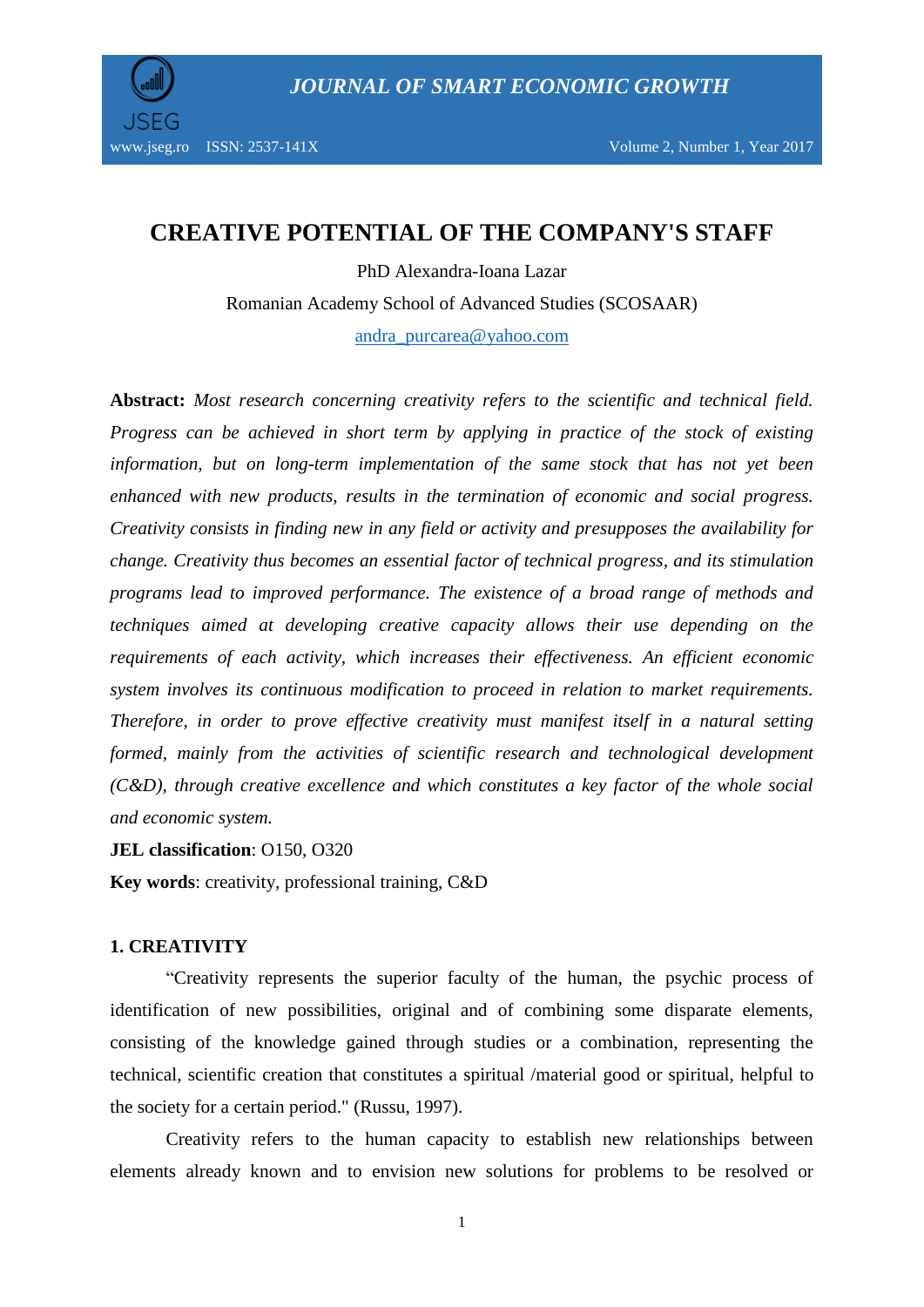# CREATIVE POTENTIAL OF THE COMPANY'S STAFF

PhD Alexandra-Ioana Lazar

Romanian Academy School of Advanced Studies (SCOSAAR)

andra_purcarea@yahoo.com

**Abstract:** *Most research concerning creativity refers to the scientific and technical field. Progress can be achieved in short term by applying in practice of the stock of existing information, but on long-term implementation of the same stock that has not yet been enhanced with new products, results in the termination of economic and social progress. Creativity consists in finding new in any field or activity and presupposes the availability for change. Creativity thus becomes an essential factor of technical progress, and its stimulation programs lead to improved performance. The existence of a broad range of methods and techniques aimed at developing creative capacity allows their use depending on the requirements of each activity, which increases their effectiveness. An efficient economic system involves its continuous modification to proceed in relation to market requirements. Therefore, in order to prove effective creativity must manifest itself in a natural setting formed, mainly from the activities of scientific research and technological development (C&D), through creative excellence and which constitutes a key factor of the whole social and economic system.*

**JEL classification**: O150, O320

**Key words**: creativity, professional training, C&D

## 1. CREATIVITY

"Creativity represents the superior faculty of the human, the psychic process of identification of new possibilities, original and of combining some disparate elements, consisting of the knowledge gained through studies or a combination, representing the technical, scientific creation that constitutes a spiritual /material good or spiritual, helpful to the society for a certain period." (Russu, 1997).

Creativity refers to the human capacity to establish new relationships between elements already known and to envision new solutions for problems to be resolved or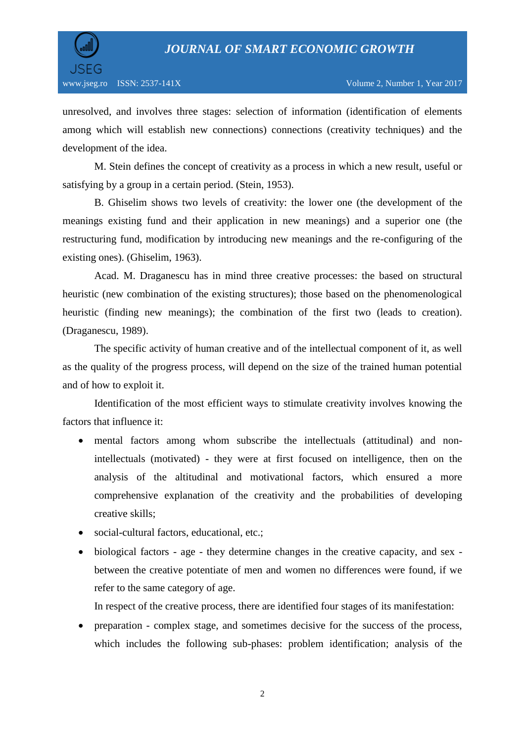unresolved, and involves three stages: selection of information (identification of elements among which will establish new connections) connections (creativity techniques) and the development of the idea.

M. Stein defines the concept of creativity as a process in which a new result, useful or satisfying by a group in a certain period. (Stein, 1953).

B. Ghiselim shows two levels of creativity: the lower one (the development of the meanings existing fund and their application in new meanings) and a superior one (the restructuring fund, modification by introducing new meanings and the re-configuring of the existing ones). (Ghiselim, 1963).

Acad. M. Draganescu has in mind three creative processes: the based on structural heuristic (new combination of the existing structures); those based on the phenomenological heuristic (finding new meanings); the combination of the first two (leads to creation). (Draganescu, 1989).

The specific activity of human creative and of the intellectual component of it, as well as the quality of the progress process, will depend on the size of the trained human potential and of how to exploit it.

Identification of the most efficient ways to stimulate creativity involves knowing the factors that influence it:

- mental factors among whom subscribe the intellectuals (attitudinal) and non-intellectuals (motivated) - they were at first focused on intelligence, then on the analysis of the altitudinal and motivational factors, which ensured a more comprehensive explanation of the creativity and the probabilities of developing creative skills;
- social-cultural factors, educational, etc.;
- biological factors - age - they determine changes in the creative capacity, and sex - between the creative potentiate of men and women no differences were found, if we refer to the same category of age.

In respect of the creative process, there are identified four stages of its manifestation:

- preparation - complex stage, and sometimes decisive for the success of the process, which includes the following sub-phases: problem identification; analysis of the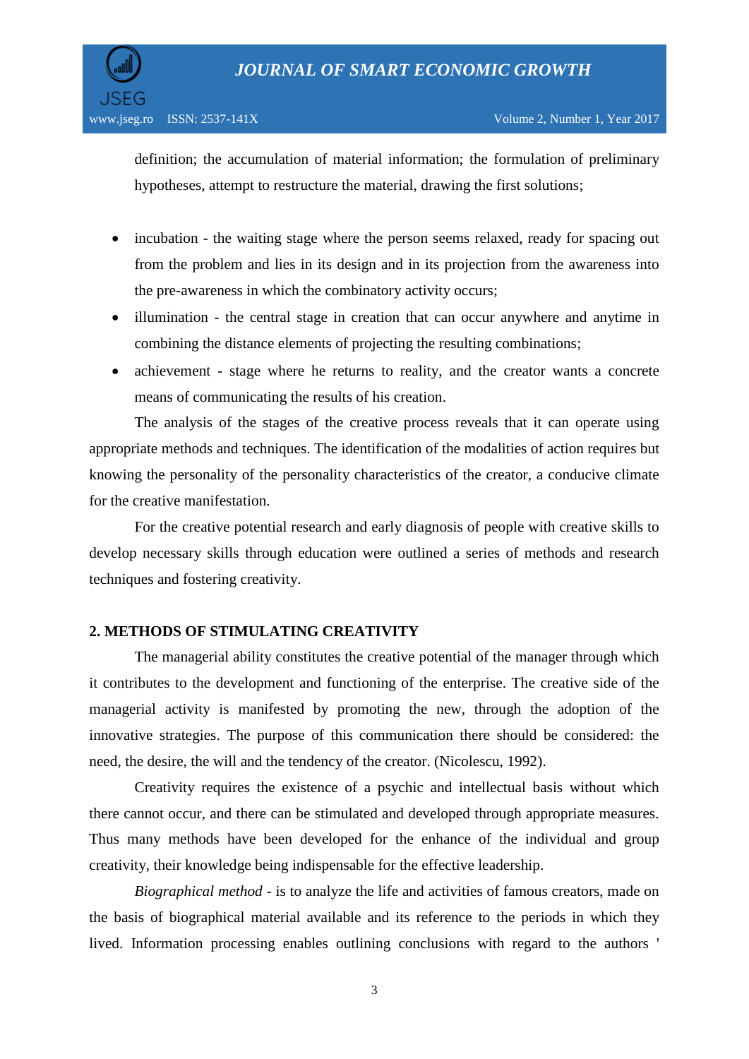definition; the accumulation of material information; the formulation of preliminary hypotheses, attempt to restructure the material, drawing the first solutions;

- incubation - the waiting stage where the person seems relaxed, ready for spacing out from the problem and lies in its design and in its projection from the awareness into the pre-awareness in which the combinatory activity occurs;
- illumination - the central stage in creation that can occur anywhere and anytime in combining the distance elements of projecting the resulting combinations;
- achievement - stage where he returns to reality, and the creator wants a concrete means of communicating the results of his creation.

The analysis of the stages of the creative process reveals that it can operate using appropriate methods and techniques. The identification of the modalities of action requires but knowing the personality of the personality characteristics of the creator, a conducive climate for the creative manifestation.

For the creative potential research and early diagnosis of people with creative skills to develop necessary skills through education were outlined a series of methods and research techniques and fostering creativity.

## 2. METHODS OF STIMULATING CREATIVITY

The managerial ability constitutes the creative potential of the manager through which it contributes to the development and functioning of the enterprise. The creative side of the managerial activity is manifested by promoting the new, through the adoption of the innovative strategies. The purpose of this communication there should be considered: the need, the desire, the will and the tendency of the creator. (Nicolescu, 1992).

Creativity requires the existence of a psychic and intellectual basis without which there cannot occur, and there can be stimulated and developed through appropriate measures. Thus many methods have been developed for the enhance of the individual and group creativity, their knowledge being indispensable for the effective leadership.

*Biographical method* - is to analyze the life and activities of famous creators, made on the basis of biographical material available and its reference to the periods in which they lived. Information processing enables outlining conclusions with regard to the authors '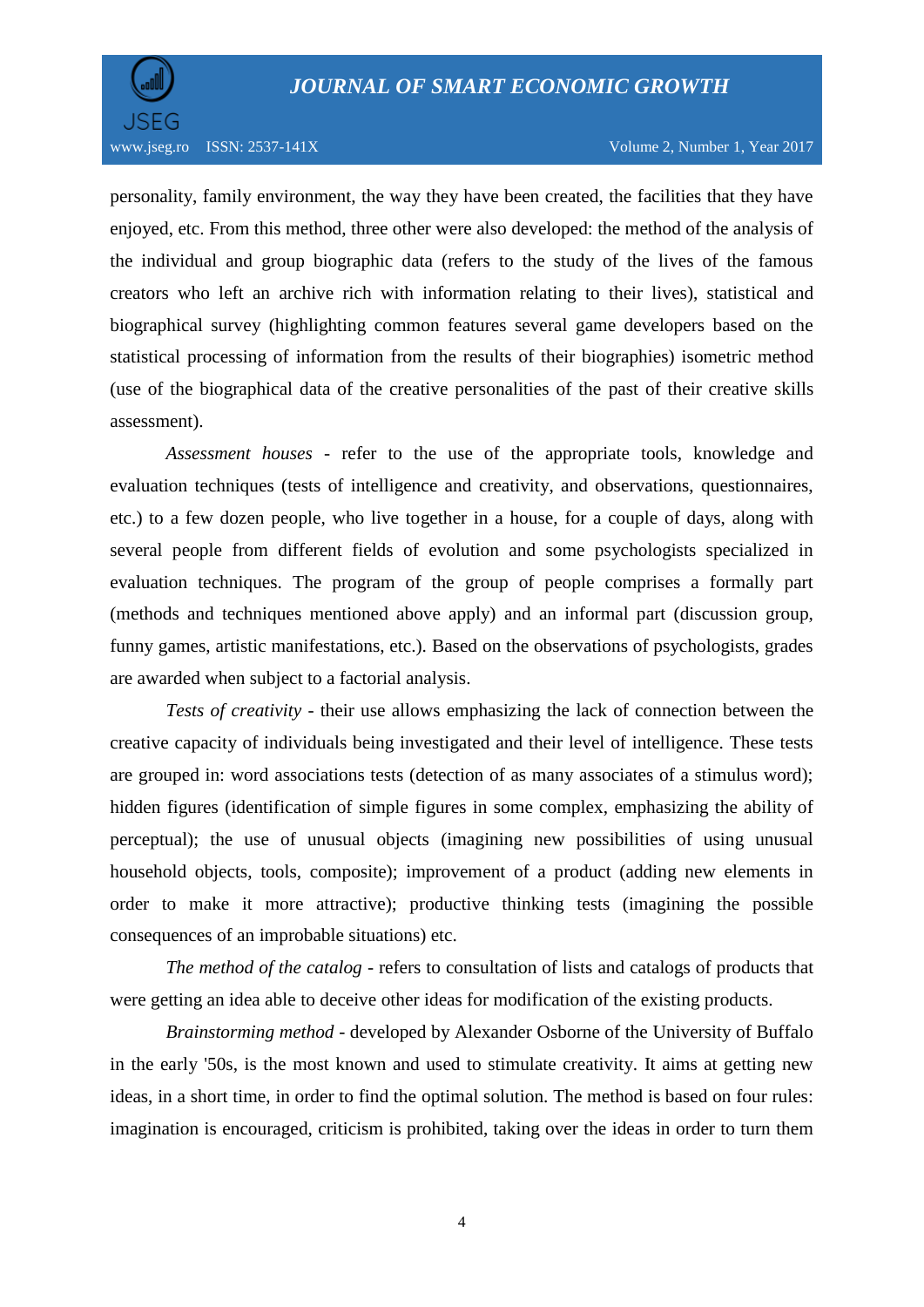personality, family environment, the way they have been created, the facilities that they have enjoyed, etc. From this method, three other were also developed: the method of the analysis of the individual and group biographic data (refers to the study of the lives of the famous creators who left an archive rich with information relating to their lives), statistical and biographical survey (highlighting common features several game developers based on the statistical processing of information from the results of their biographies) isometric method (use of the biographical data of the creative personalities of the past of their creative skills assessment).

*Assessment houses* - refer to the use of the appropriate tools, knowledge and evaluation techniques (tests of intelligence and creativity, and observations, questionnaires, etc.) to a few dozen people, who live together in a house, for a couple of days, along with several people from different fields of evolution and some psychologists specialized in evaluation techniques. The program of the group of people comprises a formally part (methods and techniques mentioned above apply) and an informal part (discussion group, funny games, artistic manifestations, etc.). Based on the observations of psychologists, grades are awarded when subject to a factorial analysis.

*Tests of creativity* - their use allows emphasizing the lack of connection between the creative capacity of individuals being investigated and their level of intelligence. These tests are grouped in: word associations tests (detection of as many associates of a stimulus word); hidden figures (identification of simple figures in some complex, emphasizing the ability of perceptual); the use of unusual objects (imagining new possibilities of using unusual household objects, tools, composite); improvement of a product (adding new elements in order to make it more attractive); productive thinking tests (imagining the possible consequences of an improbable situations) etc.

*The method of the catalog* - refers to consultation of lists and catalogs of products that were getting an idea able to deceive other ideas for modification of the existing products.

*Brainstorming method* - developed by Alexander Osborne of the University of Buffalo in the early '50s, is the most known and used to stimulate creativity. It aims at getting new ideas, in a short time, in order to find the optimal solution. The method is based on four rules: imagination is encouraged, criticism is prohibited, taking over the ideas in order to turn them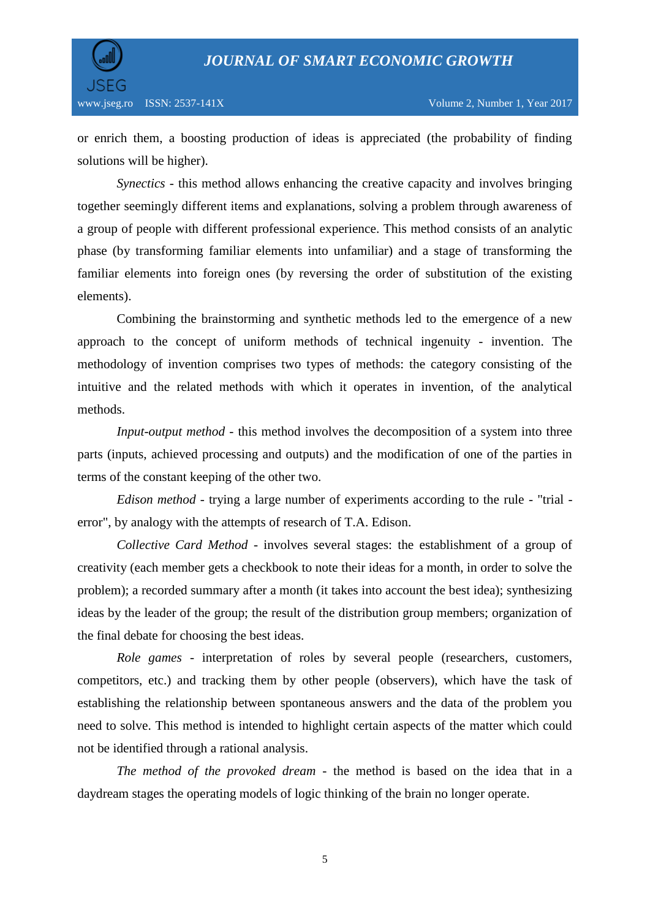or enrich them, a boosting production of ideas is appreciated (the probability of finding solutions will be higher).

*Synectics* - this method allows enhancing the creative capacity and involves bringing together seemingly different items and explanations, solving a problem through awareness of a group of people with different professional experience. This method consists of an analytic phase (by transforming familiar elements into unfamiliar) and a stage of transforming the familiar elements into foreign ones (by reversing the order of substitution of the existing elements).

Combining the brainstorming and synthetic methods led to the emergence of a new approach to the concept of uniform methods of technical ingenuity - invention. The methodology of invention comprises two types of methods: the category consisting of the intuitive and the related methods with which it operates in invention, of the analytical methods.

*Input-output method* - this method involves the decomposition of a system into three parts (inputs, achieved processing and outputs) and the modification of one of the parties in terms of the constant keeping of the other two.

*Edison method* - trying a large number of experiments according to the rule - "trial - error", by analogy with the attempts of research of T.A. Edison.

*Collective Card Method* - involves several stages: the establishment of a group of creativity (each member gets a checkbook to note their ideas for a month, in order to solve the problem); a recorded summary after a month (it takes into account the best idea); synthesizing ideas by the leader of the group; the result of the distribution group members; organization of the final debate for choosing the best ideas.

*Role games* - interpretation of roles by several people (researchers, customers, competitors, etc.) and tracking them by other people (observers), which have the task of establishing the relationship between spontaneous answers and the data of the problem you need to solve. This method is intended to highlight certain aspects of the matter which could not be identified through a rational analysis.

*The method of the provoked dream* - the method is based on the idea that in a daydream stages the operating models of logic thinking of the brain no longer operate.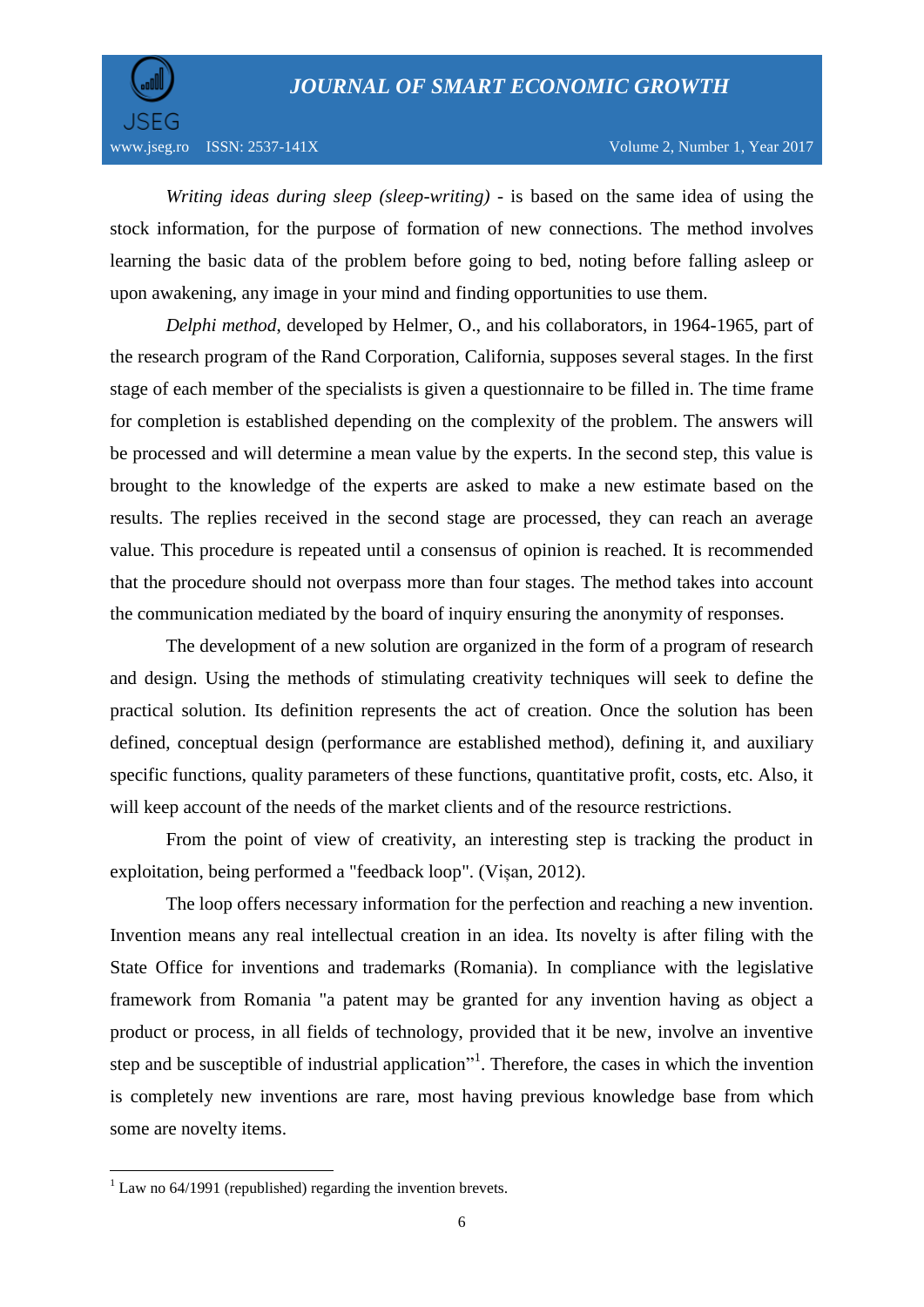*Writing ideas during sleep (sleep-writing)* - is based on the same idea of using the stock information, for the purpose of formation of new connections. The method involves learning the basic data of the problem before going to bed, noting before falling asleep or upon awakening, any image in your mind and finding opportunities to use them.

*Delphi method*, developed by Helmer, O., and his collaborators, in 1964-1965, part of the research program of the Rand Corporation, California, supposes several stages. In the first stage of each member of the specialists is given a questionnaire to be filled in. The time frame for completion is established depending on the complexity of the problem. The answers will be processed and will determine a mean value by the experts. In the second step, this value is brought to the knowledge of the experts are asked to make a new estimate based on the results. The replies received in the second stage are processed, they can reach an average value. This procedure is repeated until a consensus of opinion is reached. It is recommended that the procedure should not overpass more than four stages. The method takes into account the communication mediated by the board of inquiry ensuring the anonymity of responses.

The development of a new solution are organized in the form of a program of research and design. Using the methods of stimulating creativity techniques will seek to define the practical solution. Its definition represents the act of creation. Once the solution has been defined, conceptual design (performance are established method), defining it, and auxiliary specific functions, quality parameters of these functions, quantitative profit, costs, etc. Also, it will keep account of the needs of the market clients and of the resource restrictions.

From the point of view of creativity, an interesting step is tracking the product in exploitation, being performed a "feedback loop". (Vișan, 2012).

The loop offers necessary information for the perfection and reaching a new invention. Invention means any real intellectual creation in an idea. Its novelty is after filing with the State Office for inventions and trademarks (Romania). In compliance with the legislative framework from Romania "a patent may be granted for any invention having as object a product or process, in all fields of technology, provided that it be new, involve an inventive step and be susceptible of industrial application"[1]. Therefore, the cases in which the invention is completely new inventions are rare, most having previous knowledge base from which some are novelty items.

---

[1] Law no 64/1991 (republished) regarding the invention brevets.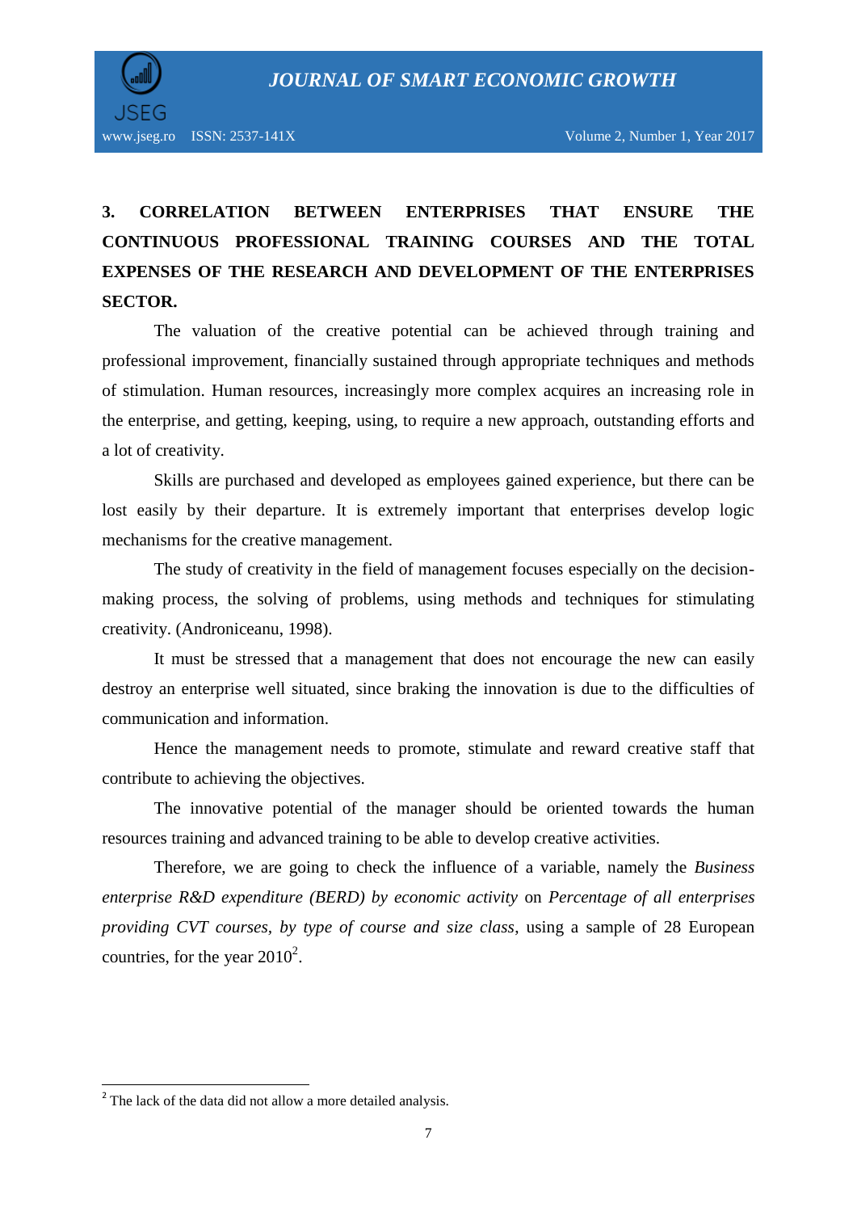## 3. CORRELATION BETWEEN ENTERPRISES THAT ENSURE THE CONTINUOUS PROFESSIONAL TRAINING COURSES AND THE TOTAL EXPENSES OF THE RESEARCH AND DEVELOPMENT OF THE ENTERPRISES SECTOR.

The valuation of the creative potential can be achieved through training and professional improvement, financially sustained through appropriate techniques and methods of stimulation. Human resources, increasingly more complex acquires an increasing role in the enterprise, and getting, keeping, using, to require a new approach, outstanding efforts and a lot of creativity.

Skills are purchased and developed as employees gained experience, but there can be lost easily by their departure. It is extremely important that enterprises develop logic mechanisms for the creative management.

The study of creativity in the field of management focuses especially on the decision-making process, the solving of problems, using methods and techniques for stimulating creativity. (Androniceanu, 1998).

It must be stressed that a management that does not encourage the new can easily destroy an enterprise well situated, since braking the innovation is due to the difficulties of communication and information.

Hence the management needs to promote, stimulate and reward creative staff that contribute to achieving the objectives.

The innovative potential of the manager should be oriented towards the human resources training and advanced training to be able to develop creative activities.

Therefore, we are going to check the influence of a variable, namely the *Business enterprise R&D expenditure (BERD) by economic activity* on *Percentage of all enterprises providing CVT courses, by type of course and size class*, using a sample of 28 European countries, for the year 2010[2].

---

[2] The lack of the data did not allow a more detailed analysis.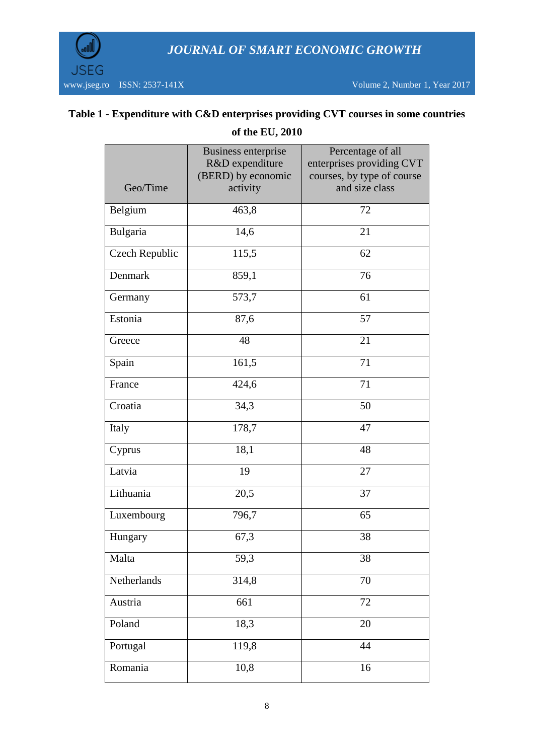**Table 1 - Expenditure with C&D enterprises providing CVT courses in some countries of the EU, 2010**

| Geo/Time | Business enterprise R&D expenditure (BERD) by economic activity | Percentage of all enterprises providing CVT courses, by type of course and size class |
|---|---|---|
| Belgium | 463,8 | 72 |
| Bulgaria | 14,6 | 21 |
| Czech Republic | 115,5 | 62 |
| Denmark | 859,1 | 76 |
| Germany | 573,7 | 61 |
| Estonia | 87,6 | 57 |
| Greece | 48 | 21 |
| Spain | 161,5 | 71 |
| France | 424,6 | 71 |
| Croatia | 34,3 | 50 |
| Italy | 178,7 | 47 |
| Cyprus | 18,1 | 48 |
| Latvia | 19 | 27 |
| Lithuania | 20,5 | 37 |
| Luxembourg | 796,7 | 65 |
| Hungary | 67,3 | 38 |
| Malta | 59,3 | 38 |
| Netherlands | 314,8 | 70 |
| Austria | 661 | 72 |
| Poland | 18,3 | 20 |
| Portugal | 119,8 | 44 |
| Romania | 10,8 | 16 |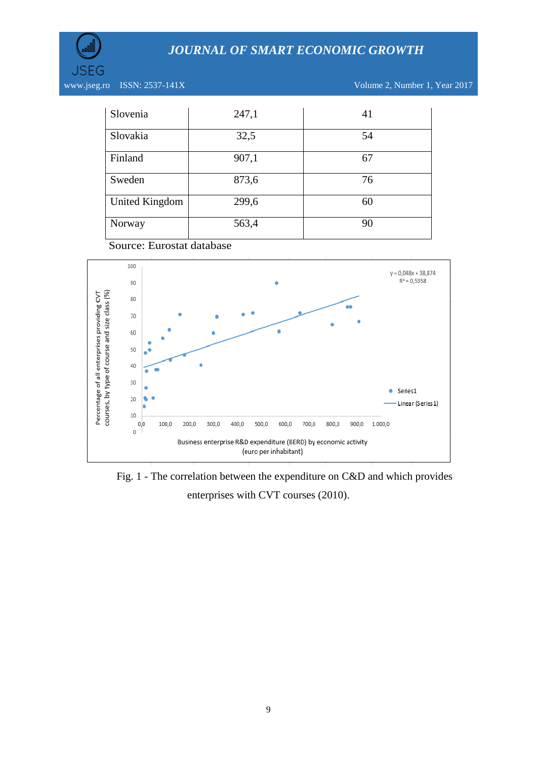| Slovenia | 247,1 | 41 |
|---|---|---|
| Slovakia | 32,5 | 54 |
| Finland | 907,1 | 67 |
| Sweden | 873,6 | 76 |
| United Kingdom | 299,6 | 60 |
| Norway | 563,4 | 90 |

Source: Eurostat database

Fig. 1 - The correlation between the expenditure on C&D and which provides enterprises with CVT courses (2010).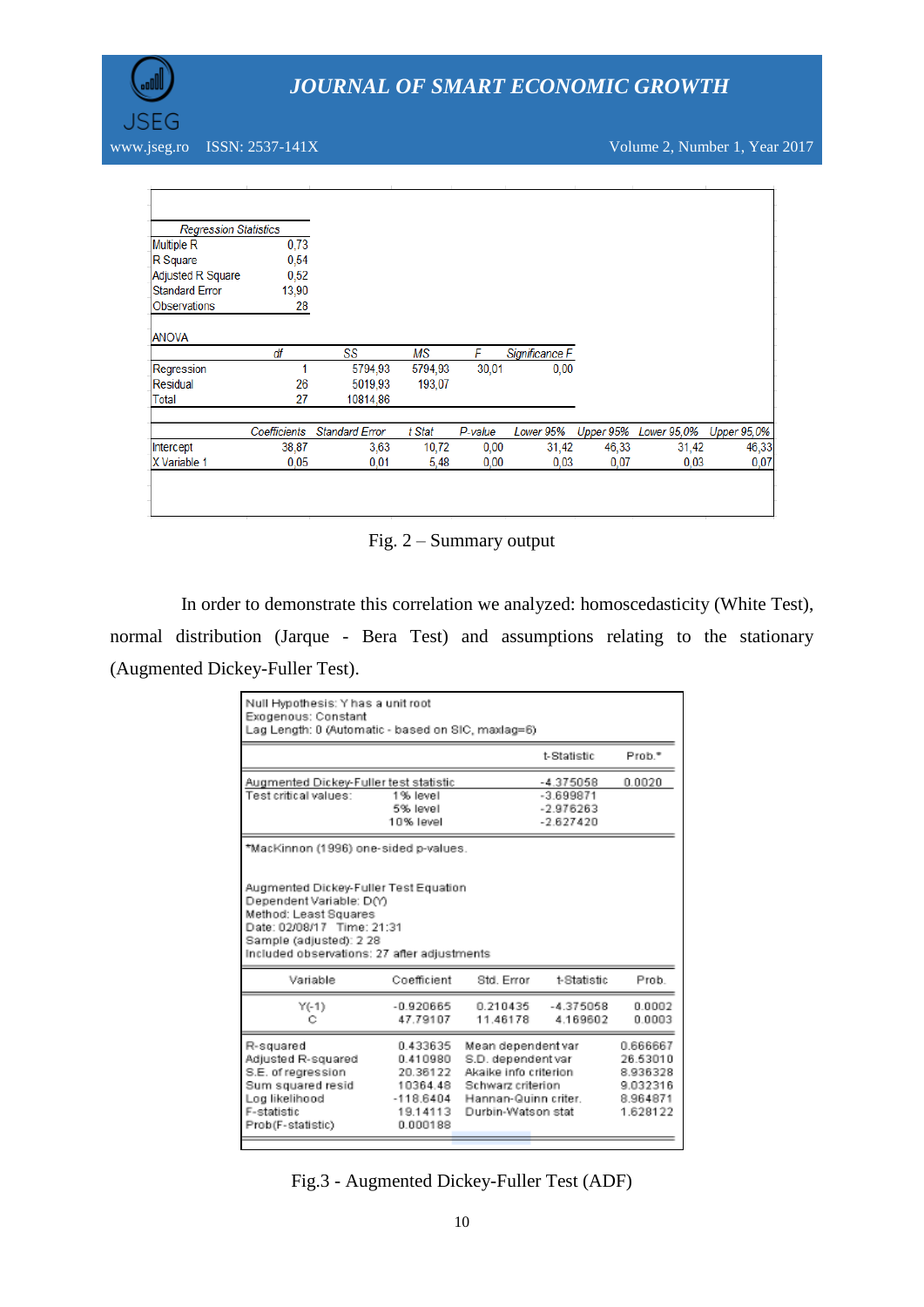| Regression Statistics | |
|---|---|
| Multiple R | 0,73 |
| R Square | 0,54 |
| Adjusted R Square | 0,52 |
| Standard Error | 13,90 |
| Observations | 28 |

ANOVA

| | df | SS | MS | F | Significance F |
|---|---|---|---|---|---|
| Regression | 1 | 5794,93 | 5794,93 | 30,01 | 0,00 |
| Residual | 26 | 5019,93 | 193,07 | | |
| Total | 27 | 10814,86 | | | |

| | Coefficients | Standard Error | t Stat | P-value | Lower 95% | Upper 95% | Lower 95,0% | Upper 95,0% |
|---|---|---|---|---|---|---|---|---|
| Intercept | 38,87 | 3,63 | 10,72 | 0,00 | 31,42 | 46,33 | 31,42 | 46,33 |
| X Variable 1 | 0,05 | 0,01 | 5,48 | 0,00 | 0,03 | 0,07 | 0,03 | 0,07 |

Fig. 2 – Summary output

In order to demonstrate this correlation we analyzed: homoscedasticity (White Test), normal distribution (Jarque - Bera Test) and assumptions relating to the stationary (Augmented Dickey-Fuller Test).

Null Hypothesis: Y has a unit root
Exogenous: Constant
Lag Length: 0 (Automatic - based on SIC, maxlag=6)

| | | t-Statistic | Prob.* |
|---|---|---|---|
| Augmented Dickey-Fuller test statistic | | -4.375058 | 0.0020 |
| Test critical values: | 1% level | -3.699871 | |
| | 5% level | -2.976263 | |
| | 10% level | -2.627420 | |

*MacKinnon (1996) one-sided p-values.

Augmented Dickey-Fuller Test Equation
Dependent Variable: D(Y)
Method: Least Squares
Date: 02/08/17 Time: 21:31
Sample (adjusted): 2 28
Included observations: 27 after adjustments

| Variable | Coefficient | Std. Error | t-Statistic | Prob. |
|---|---|---|---|---|
| Y(-1) | -0.920665 | 0.210435 | -4.375058 | 0.0002 |
| C | 47.79107 | 11.46178 | 4.169602 | 0.0003 |

| | | | |
|---|---|---|---|
| R-squared | 0.433635 | Mean dependent var | 0.666667 |
| Adjusted R-squared | 0.410980 | S.D. dependent var | 26.53010 |
| S.E. of regression | 20.36122 | Akaike info criterion | 8.936328 |
| Sum squared resid | 10364.48 | Schwarz criterion | 9.032316 |
| Log likelihood | -118.6404 | Hannan-Quinn criter. | 8.964871 |
| F-statistic | 19.14113 | Durbin-Watson stat | 1.628122 |
| Prob(F-statistic) | 0.000188 | | |

Fig.3 - Augmented Dickey-Fuller Test (ADF)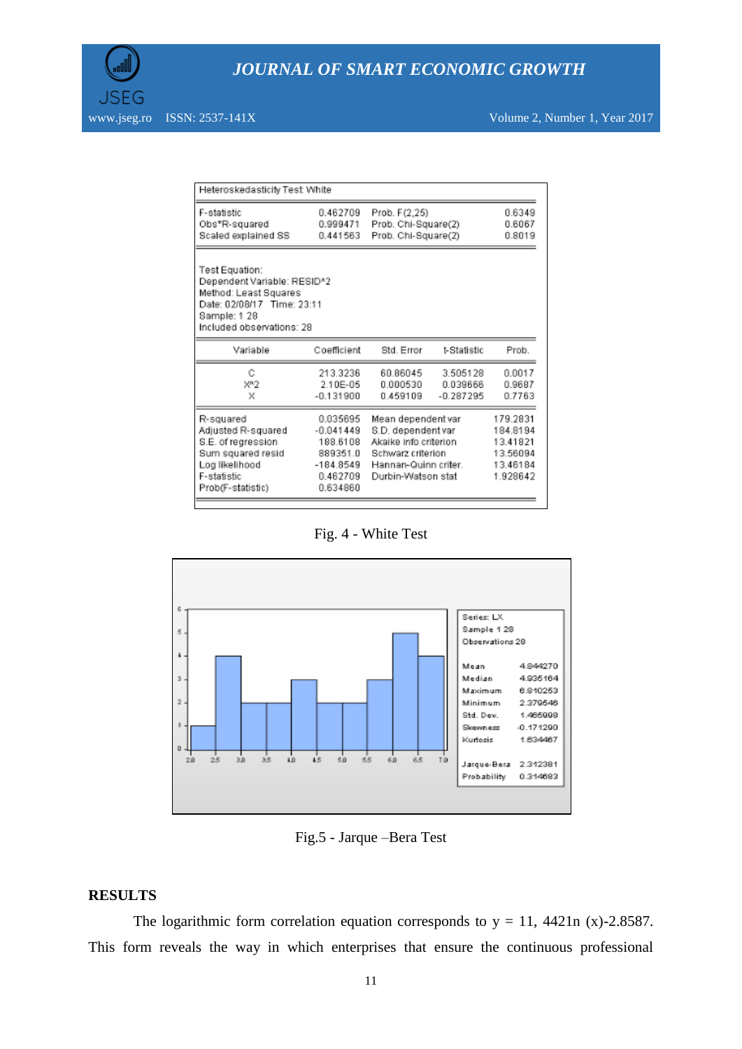| Heteroskedasticity Test: White | | | |
|---|---|---|---|
| F-statistic | 0.462709 | Prob. F(2,25) | 0.6349 |
| Obs*R-squared | 0.999471 | Prob. Chi-Square(2) | 0.6067 |
| Scaled explained SS | 0.441563 | Prob. Chi-Square(2) | 0.8019 |

Test Equation:
Dependent Variable: RESID^2
Method: Least Squares
Date: 02/08/17 Time: 23:11
Sample: 1 28
Included observations: 28

| Variable | Coefficient | Std. Error | t-Statistic | Prob. |
|---|---|---|---|---|
| C | 213.3236 | 60.86045 | 3.505128 | 0.0017 |
| X^2 | 2.10E-05 | 0.000530 | 0.039666 | 0.9687 |
| X | -0.131900 | 0.459109 | -0.287295 | 0.7763 |

| | | | |
|---|---|---|---|
| R-squared | 0.035695 | Mean dependent var | 179.2831 |
| Adjusted R-squared | -0.041449 | S.D. dependent var | 184.8194 |
| S.E. of regression | 188.6108 | Akaike info criterion | 13.41821 |
| Sum squared resid | 889351.0 | Schwarz criterion | 13.56094 |
| Log likelihood | -184.8549 | Hannan-Quinn criter. | 13.46184 |
| F-statistic | 0.462709 | Durbin-Watson stat | 1.928642 |
| Prob(F-statistic) | 0.634860 | | |

Fig. 4 - White Test

| Series: LX | |
|---|---|
| Sample 1 28 | |
| Observations 28 | |
| Mean | 4.844270 |
| Median | 4.935164 |
| Maximum | 6.810253 |
| Minimum | 2.379546 |
| Std. Dev. | 1.485998 |
| Skewness | -0.171290 |
| Kurtosis | 1.634467 |
| Jarque-Bera | 2.312381 |
| Probability | 0.314683 |

Fig.5 - Jarque –Bera Test

## RESULTS

The logarithmic form correlation equation corresponds to y = 11, 4421n (x)-2.8587. This form reveals the way in which enterprises that ensure the continuous professional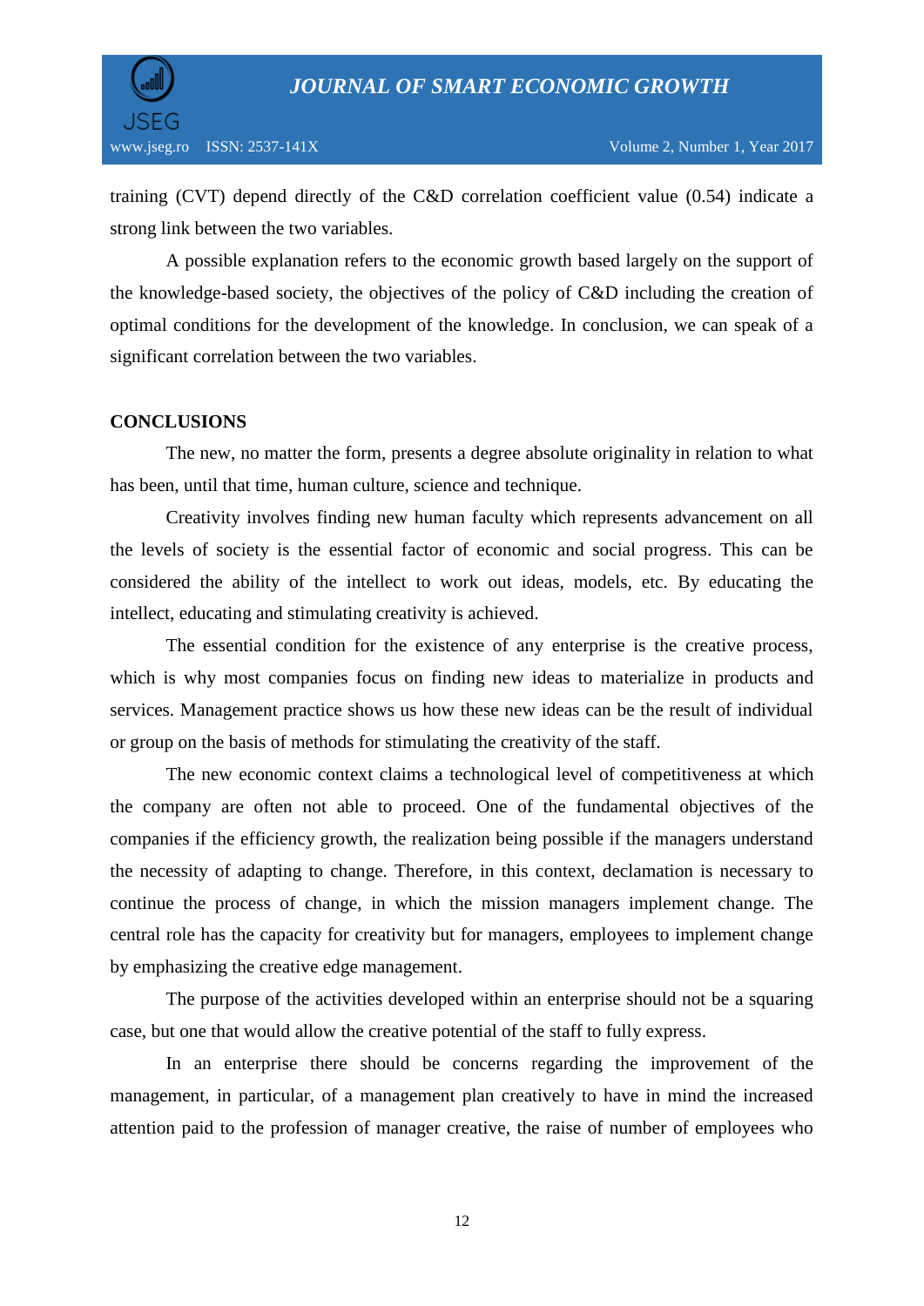training (CVT) depend directly of the C&D correlation coefficient value (0.54) indicate a strong link between the two variables.

A possible explanation refers to the economic growth based largely on the support of the knowledge-based society, the objectives of the policy of C&D including the creation of optimal conditions for the development of the knowledge. In conclusion, we can speak of a significant correlation between the two variables.

## CONCLUSIONS

The new, no matter the form, presents a degree absolute originality in relation to what has been, until that time, human culture, science and technique.

Creativity involves finding new human faculty which represents advancement on all the levels of society is the essential factor of economic and social progress. This can be considered the ability of the intellect to work out ideas, models, etc. By educating the intellect, educating and stimulating creativity is achieved.

The essential condition for the existence of any enterprise is the creative process, which is why most companies focus on finding new ideas to materialize in products and services. Management practice shows us how these new ideas can be the result of individual or group on the basis of methods for stimulating the creativity of the staff.

The new economic context claims a technological level of competitiveness at which the company are often not able to proceed. One of the fundamental objectives of the companies if the efficiency growth, the realization being possible if the managers understand the necessity of adapting to change. Therefore, in this context, declamation is necessary to continue the process of change, in which the mission managers implement change. The central role has the capacity for creativity but for managers, employees to implement change by emphasizing the creative edge management.

The purpose of the activities developed within an enterprise should not be a squaring case, but one that would allow the creative potential of the staff to fully express.

In an enterprise there should be concerns regarding the improvement of the management, in particular, of a management plan creatively to have in mind the increased attention paid to the profession of manager creative, the raise of number of employees who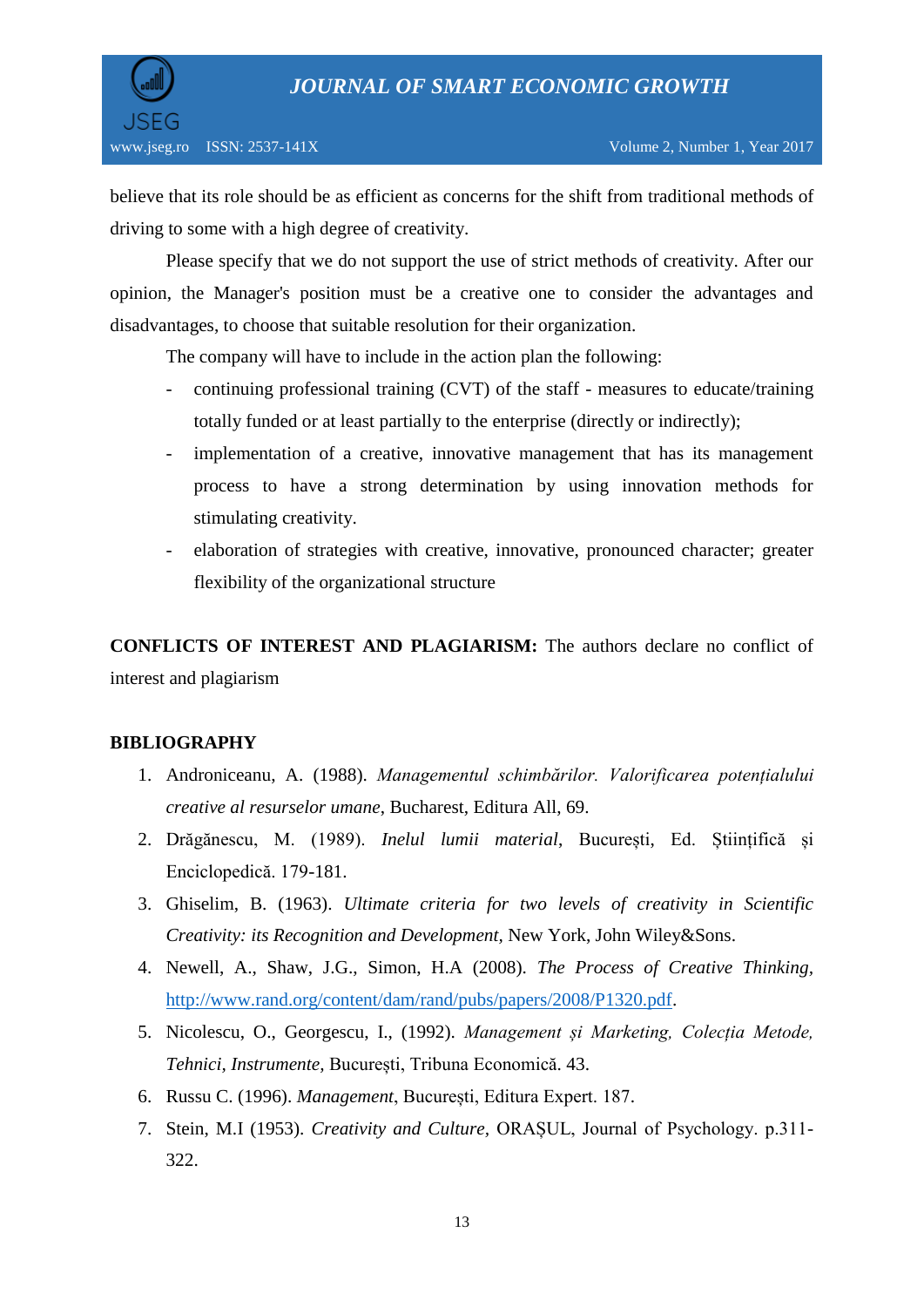believe that its role should be as efficient as concerns for the shift from traditional methods of driving to some with a high degree of creativity.

Please specify that we do not support the use of strict methods of creativity. After our opinion, the Manager's position must be a creative one to consider the advantages and disadvantages, to choose that suitable resolution for their organization.

The company will have to include in the action plan the following:

- continuing professional training (CVT) of the staff - measures to educate/training totally funded or at least partially to the enterprise (directly or indirectly);
- implementation of a creative, innovative management that has its management process to have a strong determination by using innovation methods for stimulating creativity.
- elaboration of strategies with creative, innovative, pronounced character; greater flexibility of the organizational structure

**CONFLICTS OF INTEREST AND PLAGIARISM:** The authors declare no conflict of interest and plagiarism

## BIBLIOGRAPHY

1. Androniceanu, A. (1988). *Managementul schimbărilor. Valorificarea potențialului creative al resurselor umane*, Bucharest, Editura All, 69.
2. Drăgănescu, M. (1989). *Inelul lumii material*, București, Ed. Științifică și Enciclopedică. 179-181.
3. Ghiselim, B. (1963). *Ultimate criteria for two levels of creativity in Scientific Creativity: its Recognition and Development*, New York, John Wiley&Sons.
4. Newell, A., Shaw, J.G., Simon, H.A (2008). *The Process of Creative Thinking*, http://www.rand.org/content/dam/rand/pubs/papers/2008/P1320.pdf.
5. Nicolescu, O., Georgescu, I., (1992). *Management și Marketing, Colecția Metode, Tehnici, Instrumente*, București, Tribuna Economică. 43.
6. Russu C. (1996). *Management*, București, Editura Expert. 187.
7. Stein, M.I (1953). *Creativity and Culture*, ORAȘUL, Journal of Psychology. p.311-322.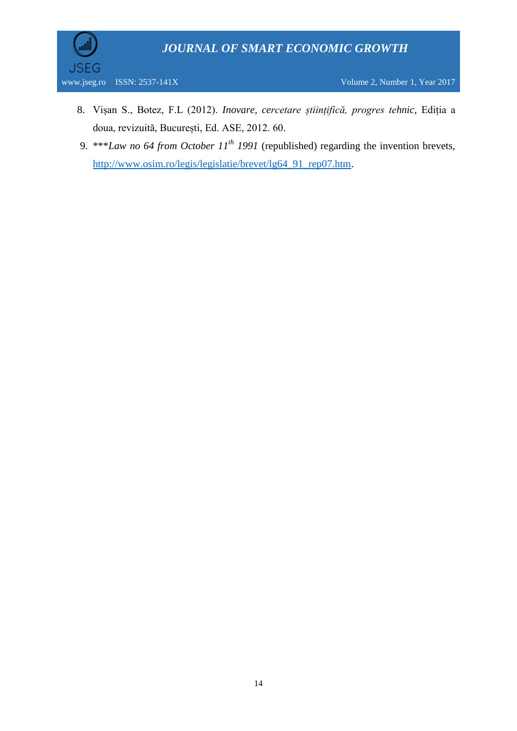8. Vișan S., Botez, F.L (2012). *Inovare, cercetare științifică, progres tehnic,* Ediția a doua, revizuită, București, Ed. ASE, 2012. 60.
9. ****Law no 64 from October 11$^{th}$ 1991* (republished) regarding the invention brevets, http://www.osim.ro/legis/legislatie/brevet/lg64_91_rep07.htm.